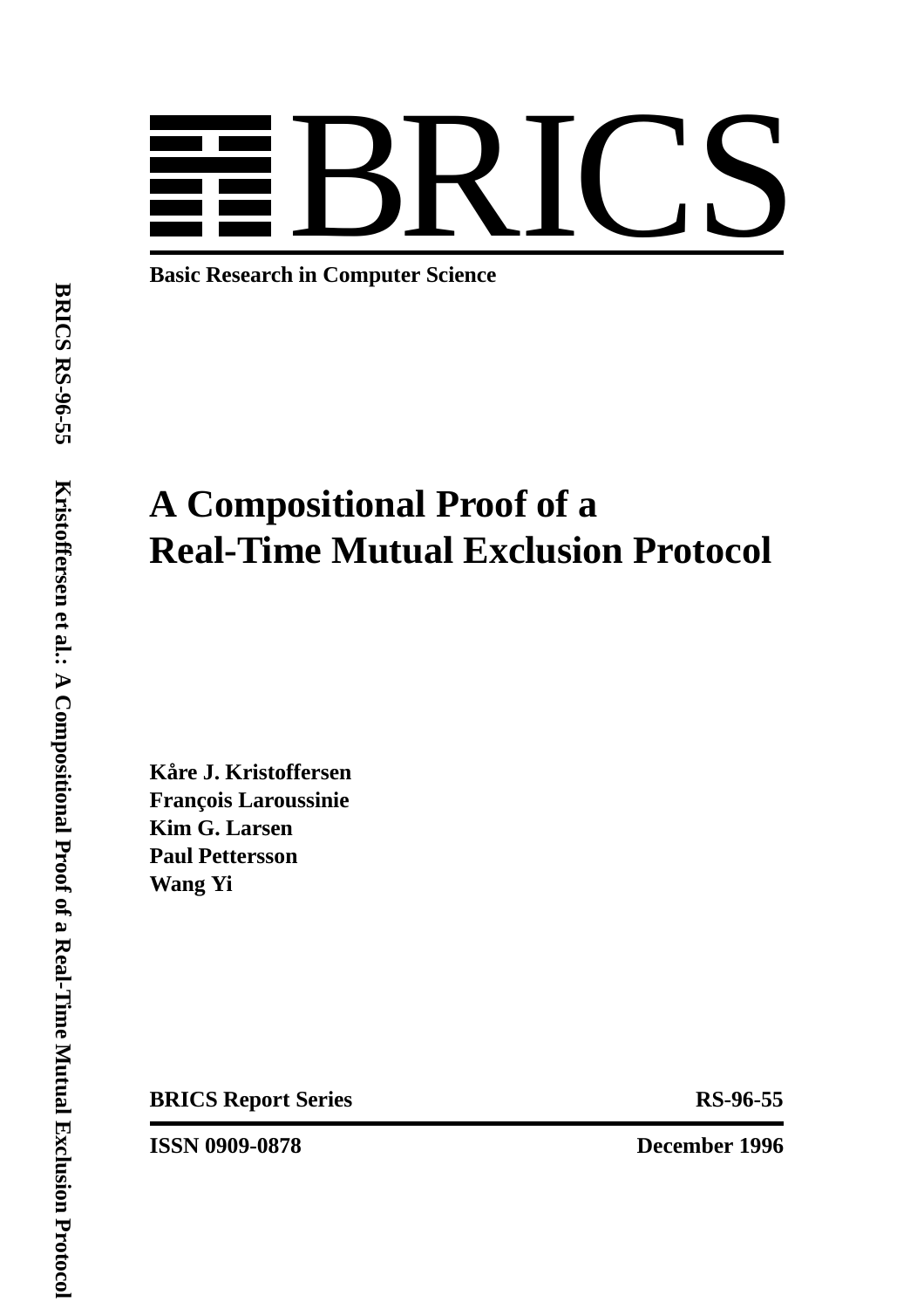# BRICS

**Basic Research in Computer Science**

# A Compositional Proof of a Real-Time Mutual Exclusion Protocol

**Kåre J. Kristoffersen**
**François Laroussinie**
**Kim G. Larsen**
**Paul Pettersson**
**Wang Yi**

**BRICS Report Series** **RS-96-55**

**ISSN 0909-0878** **December 1996**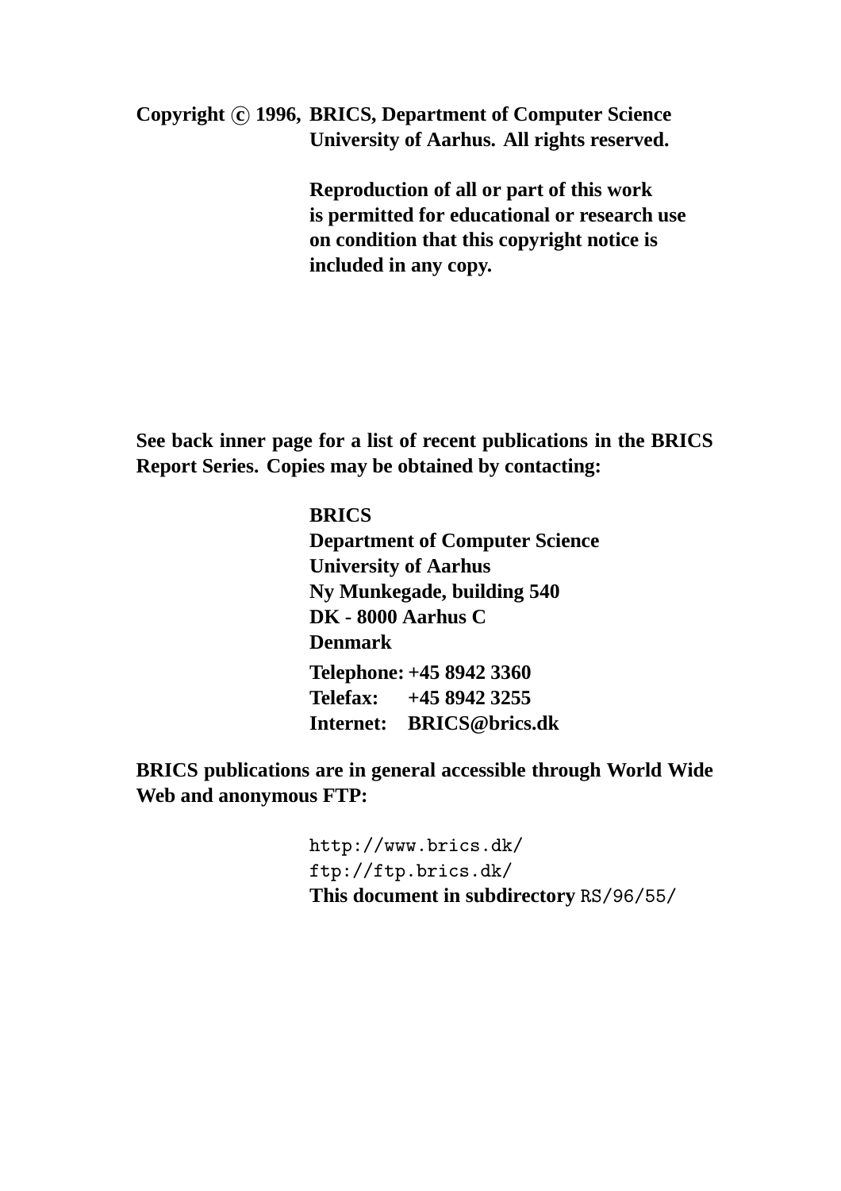**Copyright © 1996, BRICS, Department of Computer Science University of Aarhus. All rights reserved.**

**Reproduction of all or part of this work is permitted for educational or research use on condition that this copyright notice is included in any copy.**

**See back inner page for a list of recent publications in the BRICS Report Series. Copies may be obtained by contacting:**

**BRICS**
**Department of Computer Science**
**University of Aarhus**
**Ny Munkegade, building 540**
**DK - 8000 Aarhus C**
**Denmark**

**Telephone: +45 8942 3360**
**Telefax: +45 8942 3255**
**Internet: BRICS@brics.dk**

**BRICS publications are in general accessible through World Wide Web and anonymous FTP:**

`http://www.brics.dk/`
`ftp://ftp.brics.dk/`
**This document in subdirectory** `RS/96/55/`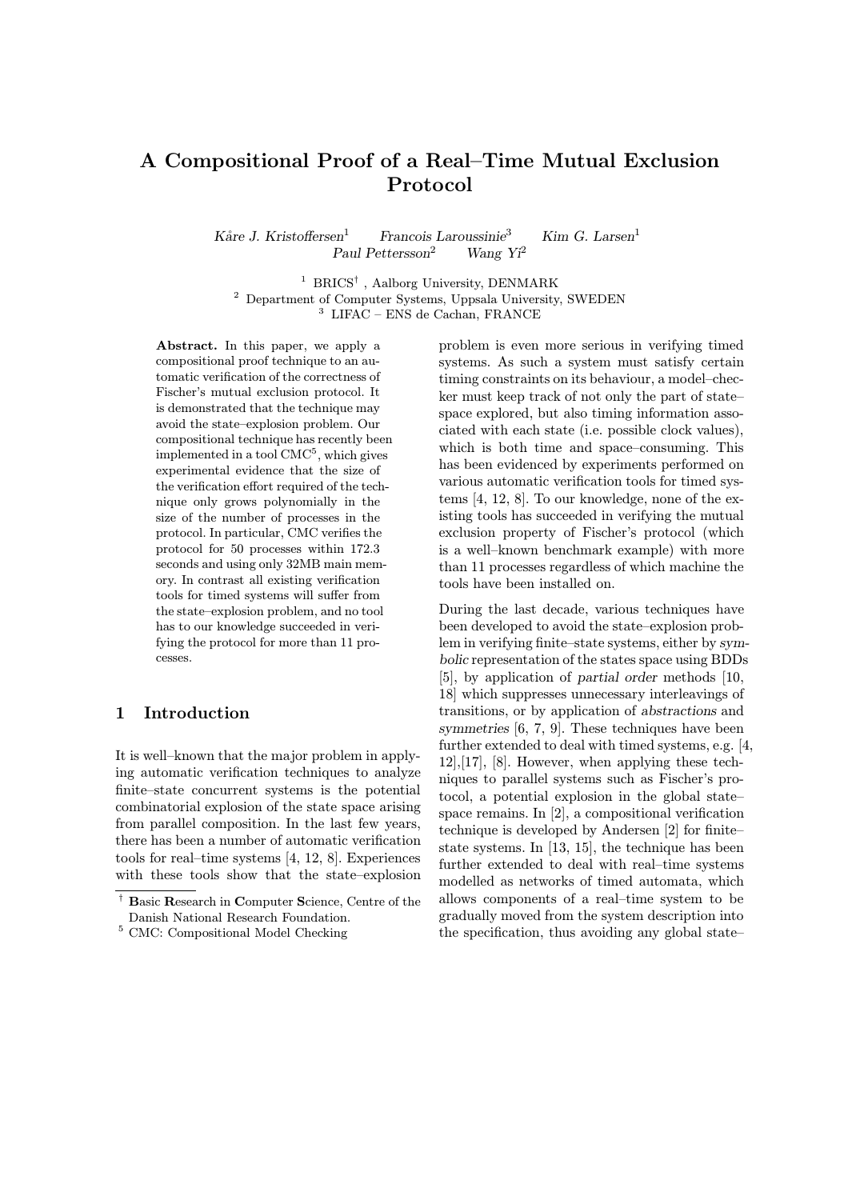# A Compositional Proof of a Real–Time Mutual Exclusion Protocol

*Kåre J. Kristoffersen*[1] *Francois Laroussinie*[3] *Kim G. Larsen*[1]
*Paul Pettersson*[2] *Wang Yi*[2]

[1] BRICS[†] , Aalborg University, DENMARK
[2] Department of Computer Systems, Uppsala University, SWEDEN
[3] LIFAC – ENS de Cachan, FRANCE

**Abstract.** In this paper, we apply a compositional proof technique to an automatic verification of the correctness of Fischer's mutual exclusion protocol. It is demonstrated that the technique may avoid the state–explosion problem. Our compositional technique has recently been implemented in a tool CMC[5], which gives experimental evidence that the size of the verification effort required of the technique only grows polynomially in the size of the number of processes in the protocol. In particular, CMC verifies the protocol for 50 processes within 172.3 seconds and using only 32MB main memory. In contrast all existing verification tools for timed systems will suffer from the state–explosion problem, and no tool has to our knowledge succeeded in verifying the protocol for more than 11 processes.

## 1 Introduction

It is well–known that the major problem in applying automatic verification techniques to analyze finite–state concurrent systems is the potential combinatorial explosion of the state space arising from parallel composition. In the last few years, there has been a number of automatic verification tools for real–time systems [4, 12, 8]. Experiences with these tools show that the state–explosion problem is even more serious in verifying timed systems. As such a system must satisfy certain timing constraints on its behaviour, a model–checker must keep track of not only the part of state–space explored, but also timing information associated with each state (i.e. possible clock values), which is both time and space–consuming. This has been evidenced by experiments performed on various automatic verification tools for timed systems [4, 12, 8]. To our knowledge, none of the existing tools has succeeded in verifying the mutual exclusion property of Fischer's protocol (which is a well–known benchmark example) with more than 11 processes regardless of which machine the tools have been installed on.

During the last decade, various techniques have been developed to avoid the state–explosion problem in verifying finite–state systems, either by *symbolic* representation of the states space using BDDs [5], by application of *partial order* methods [10, 18] which suppresses unnecessary interleavings of transitions, or by application of *abstractions* and *symmetries* [6, 7, 9]. These techniques have been further extended to deal with timed systems, e.g. [4, 12],[17], [8]. However, when applying these techniques to parallel systems such as Fischer's protocol, a potential explosion in the global state–space remains. In [2], a compositional verification technique is developed by Andersen [2] for finite–state systems. In [13, 15], the technique has been further extended to deal with real–time systems modelled as networks of timed automata, which allows components of a real–time system to be gradually moved from the system description into the specification, thus avoiding any global state–

[†] **B**asic **R**esearch in **C**omputer **S**cience, Centre of the Danish National Research Foundation.

[5] CMC: Compositional Model Checking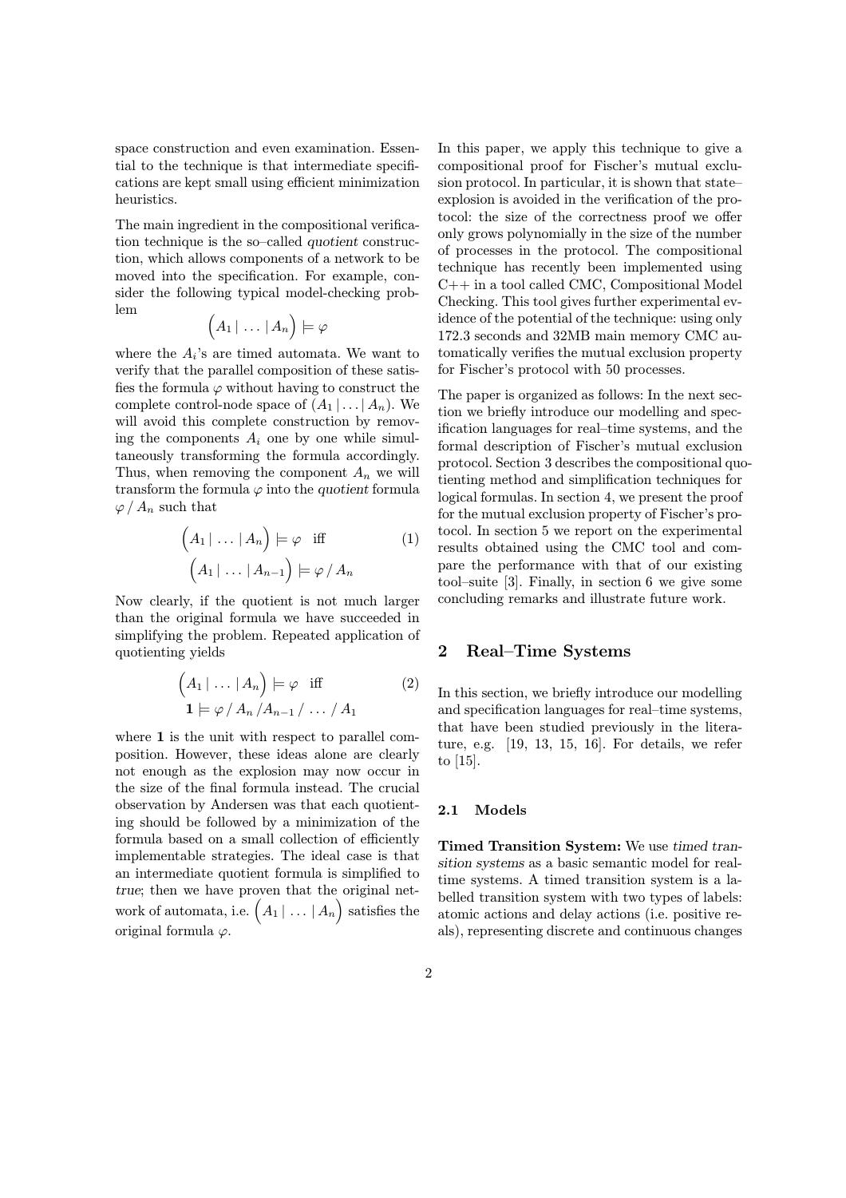space construction and even examination. Essential to the technique is that intermediate specifications are kept small using efficient minimization heuristics.

The main ingredient in the compositional verification technique is the so–called *quotient* construction, which allows components of a network to be moved into the specification. For example, consider the following typical model-checking problem

$$\Big(A_1 \,|\, \ldots \,|\, A_n\Big) \models \varphi$$

where the $A_i$'s are timed automata. We want to verify that the parallel composition of these satisfies the formula $\varphi$ without having to construct the complete control-node space of $(A_1 \,|\, \ldots \,|\, A_n)$. We will avoid this complete construction by removing the components $A_i$ one by one while simultaneously transforming the formula accordingly. Thus, when removing the component $A_n$ we will transform the formula $\varphi$ into the *quotient* formula $\varphi \,/\, A_n$ such that

$$\Big(A_1 \,|\, \ldots \,|\, A_n\Big) \models \varphi \quad \text{iff} \qquad (1)$$
$$\Big(A_1 \,|\, \ldots \,|\, A_{n-1}\Big) \models \varphi \,/\, A_n$$

Now clearly, if the quotient is not much larger than the original formula we have succeeded in simplifying the problem. Repeated application of quotienting yields

$$\Big(A_1 \,|\, \ldots \,|\, A_n\Big) \models \varphi \quad \text{iff} \qquad (2)$$
$$\mathbf{1} \models \varphi \,/\, A_n \,/ A_{n-1} \,/\, \ldots \,/\, A_1$$

where $\mathbf{1}$ is the unit with respect to parallel composition. However, these ideas alone are clearly not enough as the explosion may now occur in the size of the final formula instead. The crucial observation by Andersen was that each quotienting should be followed by a minimization of the formula based on a small collection of efficiently implementable strategies. The ideal case is that an intermediate quotient formula is simplified to *true*; then we have proven that the original network of automata, i.e. $\Big(A_1 \,|\, \ldots \,|\, A_n\Big)$ satisfies the original formula $\varphi$.

In this paper, we apply this technique to give a compositional proof for Fischer's mutual exclusion protocol. In particular, it is shown that state–explosion is avoided in the verification of the protocol: the size of the correctness proof we offer only grows polynomially in the size of the number of processes in the protocol. The compositional technique has recently been implemented using C++ in a tool called CMC, Compositional Model Checking. This tool gives further experimental evidence of the potential of the technique: using only 172.3 seconds and 32MB main memory CMC automatically verifies the mutual exclusion property for Fischer's protocol with 50 processes.

The paper is organized as follows: In the next section we briefly introduce our modelling and specification languages for real–time systems, and the formal description of Fischer's mutual exclusion protocol. Section 3 describes the compositional quotienting method and simplification techniques for logical formulas. In section 4, we present the proof for the mutual exclusion property of Fischer's protocol. In section 5 we report on the experimental results obtained using the CMC tool and compare the performance with that of our existing tool–suite [3]. Finally, in section 6 we give some concluding remarks and illustrate future work.

## 2 Real–Time Systems

In this section, we briefly introduce our modelling and specification languages for real–time systems, that have been studied previously in the literature, e.g. [19, 13, 15, 16]. For details, we refer to [15].

### 2.1 Models

**Timed Transition System:** We use *timed transition systems* as a basic semantic model for real-time systems. A timed transition system is a labelled transition system with two types of labels: atomic actions and delay actions (i.e. positive reals), representing discrete and continuous changes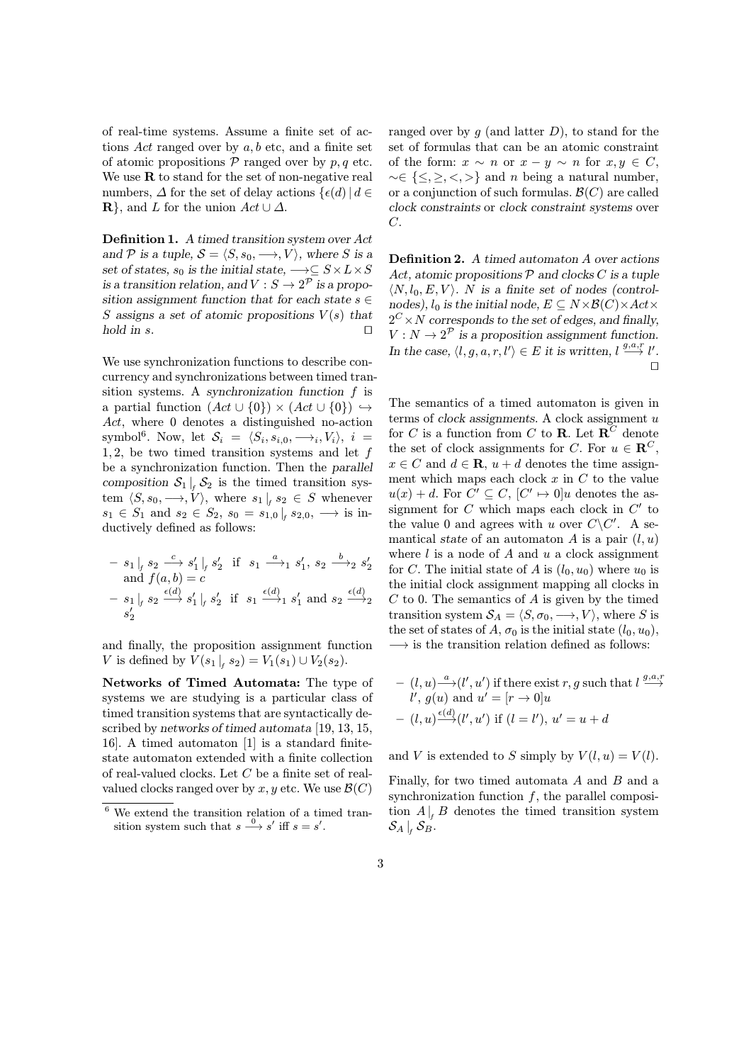of real-time systems. Assume a finite set of actions *Act* ranged over by $a, b$ etc, and a finite set of atomic propositions $\mathcal{P}$ ranged over by $p, q$ etc. We use $\mathbf{R}$ to stand for the set of non-negative real numbers, $\Delta$ for the set of delay actions $\{\epsilon(d) \mid d \in \mathbf{R}\}$, and $L$ for the union $Act \cup \Delta$.

**Definition 1.** *A timed transition system over Act and $\mathcal{P}$ is a tuple, $\mathcal{S} = \langle S, s_0, \longrightarrow, V \rangle$, where $S$ is a set of states, $s_0$ is the initial state, $\longrightarrow \subseteq S \times L \times S$ is a transition relation, and $V : S \to 2^{\mathcal{P}}$ is a proposition assignment function that for each state $s \in S$ assigns a set of atomic propositions $V(s)$ that hold in $s$.* □

We use synchronization functions to describe concurrency and synchronizations between timed transition systems. A *synchronization function* $f$ is a partial function $(Act \cup \{0\}) \times (Act \cup \{0\}) \hookrightarrow Act$, where 0 denotes a distinguished no-action symbol[6]. Now, let $\mathcal{S}_i = \langle S_i, s_{i,0}, \longrightarrow_i, V_i \rangle$, $i = 1, 2$, be two timed transition systems and let $f$ be a synchronization function. Then the *parallel composition* $\mathcal{S}_1 \,|_f\, \mathcal{S}_2$ is the timed transition system $\langle S, s_0, \longrightarrow, V \rangle$, where $s_1 \,|_f\, s_2 \in S$ whenever $s_1 \in S_1$ and $s_2 \in S_2$, $s_0 = s_{1,0} \,|_f\, s_{2,0}$, $\longrightarrow$ is inductively defined as follows:

- $s_1 \,|_f\, s_2 \xrightarrow{c} s_1' \,|_f\, s_2'$ if $s_1 \xrightarrow{a}_1 s_1'$, $s_2 \xrightarrow{b}_2 s_2'$ and $f(a, b) = c$
- $s_1 \,|_f\, s_2 \xrightarrow{\epsilon(d)} s_1' \,|_f\, s_2'$ if $s_1 \xrightarrow{\epsilon(d)}_1 s_1'$ and $s_2 \xrightarrow{\epsilon(d)}_2 s_2'$

and finally, the proposition assignment function $V$ is defined by $V(s_1 \,|_f\, s_2) = V_1(s_1) \cup V_2(s_2)$.

**Networks of Timed Automata:** The type of systems we are studying is a particular class of timed transition systems that are syntactically described by *networks of timed automata* [19, 13, 15, 16]. A timed automaton [1] is a standard finite-state automaton extended with a finite collection of real-valued clocks. Let $C$ be a finite set of real-valued clocks ranged over by $x, y$ etc. We use $\mathcal{B}(C)$ ranged over by $g$ (and latter $D$), to stand for the set of formulas that can be an atomic constraint of the form: $x \sim n$ or $x - y \sim n$ for $x, y \in C$, $\sim \in \{\leq, \geq, <, >\}$ and $n$ being a natural number, or a conjunction of such formulas. $\mathcal{B}(C)$ are called *clock constraints* or *clock constraint systems* over $C$.

**Definition 2.** *A timed automaton $A$ over actions Act, atomic propositions $\mathcal{P}$ and clocks $C$ is a tuple $\langle N, l_0, E, V \rangle$. $N$ is a finite set of nodes (control-nodes), $l_0$ is the initial node, $E \subseteq N \times \mathcal{B}(C) \times Act \times 2^C \times N$ corresponds to the set of edges, and finally, $V : N \to 2^{\mathcal{P}}$ is a proposition assignment function. In the case, $\langle l, g, a, r, l' \rangle \in E$ it is written, $l \xrightarrow{g,a,r} l'$.* □

The semantics of a timed automaton is given in terms of *clock assignments*. A clock assignment $u$ for $C$ is a function from $C$ to $\mathbf{R}$. Let $\mathbf{R}^C$ denote the set of clock assignments for $C$. For $u \in \mathbf{R}^C$, $x \in C$ and $d \in \mathbf{R}$, $u + d$ denotes the time assignment which maps each clock $x$ in $C$ to the value $u(x) + d$. For $C' \subseteq C$, $[C' \mapsto 0]u$ denotes the assignment for $C$ which maps each clock in $C'$ to the value 0 and agrees with $u$ over $C \backslash C'$. A semantical *state* of an automaton $A$ is a pair $(l, u)$ where $l$ is a node of $A$ and $u$ a clock assignment for $C$. The initial state of $A$ is $(l_0, u_0)$ where $u_0$ is the initial clock assignment mapping all clocks in $C$ to 0. The semantics of $A$ is given by the timed transition system $\mathcal{S}_A = \langle S, \sigma_0, \longrightarrow, V \rangle$, where $S$ is the set of states of $A$, $\sigma_0$ is the initial state $(l_0, u_0)$, $\longrightarrow$ is the transition relation defined as follows:

- $(l, u) \xrightarrow{a} (l', u')$ if there exist $r, g$ such that $l \xrightarrow{g,a,r} l'$, $g(u)$ and $u' = [r \to 0]u$
- $(l, u) \xrightarrow{\epsilon(d)} (l', u')$ if $(l = l')$, $u' = u + d$

and $V$ is extended to $S$ simply by $V(l, u) = V(l)$.

Finally, for two timed automata $A$ and $B$ and a synchronization function $f$, the parallel composition $A \,|_f\, B$ denotes the timed transition system $\mathcal{S}_A \,|_f\, \mathcal{S}_B$.

[6] We extend the transition relation of a timed transition system such that $s \xrightarrow{0} s'$ iff $s = s'$.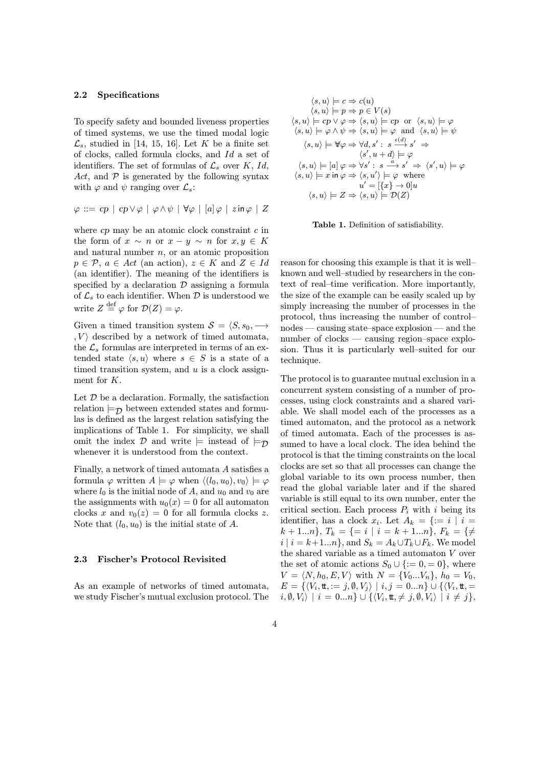### 2.2 Specifications

To specify safety and bounded liveness properties of timed systems, we use the timed modal logic $\mathcal{L}_s$, studied in [14, 15, 16]. Let $K$ be a finite set of clocks, called formula clocks, and $Id$ a set of identifiers. The set of formulas of $\mathcal{L}_s$ over $K$, $Id$, $Act$, and $\mathcal{P}$ is generated by the following syntax with $\varphi$ and $\psi$ ranging over $\mathcal{L}_s$:

$$\varphi ::= cp \mid cp \vee \varphi \mid \varphi \wedge \psi \mid \forall\varphi \mid [a]\,\varphi \mid z \,\mathsf{in}\, \varphi \mid Z$$

where $cp$ may be an atomic clock constraint $c$ in the form of $x \sim n$ or $x - y \sim n$ for $x, y \in K$ and natural number $n$, or an atomic proposition $p \in \mathcal{P}$, $a \in Act$ (an action), $z \in K$ and $Z \in Id$ (an identifier). The meaning of the identifiers is specified by a declaration $\mathcal{D}$ assigning a formula of $\mathcal{L}_s$ to each identifier. When $\mathcal{D}$ is understood we write $Z \stackrel{\text{def}}{=} \varphi$ for $\mathcal{D}(Z) = \varphi$.

Given a timed transition system $\mathcal{S} = \langle S, s_0, \longrightarrow, V\rangle$ described by a network of timed automata, the $\mathcal{L}_s$ formulas are interpreted in terms of an extended state $\langle s, u\rangle$ where $s \in S$ is a state of a timed transition system, and $u$ is a clock assignment for $K$.

Let $\mathcal{D}$ be a declaration. Formally, the satisfaction relation $\models_{\mathcal{D}}$ between extended states and formulas is defined as the largest relation satisfying the implications of Table 1. For simplicity, we shall omit the index $\mathcal{D}$ and write $\models$ instead of $\models_{\mathcal{D}}$ whenever it is understood from the context.

Finally, a network of timed automata $A$ satisfies a formula $\varphi$ written $A \models \varphi$ when $\langle (l_0, u_0), v_0\rangle \models \varphi$ where $l_0$ is the initial node of $A$, and $u_0$ and $v_0$ are the assignments with $u_0(x) = 0$ for all automaton clocks $x$ and $v_0(z) = 0$ for all formula clocks $z$. Note that $(l_0, u_0)$ is the initial state of $A$.

$$
\begin{array}{rl}
\langle s,u\rangle \models c & \Rightarrow c(u)\\
\langle s,u\rangle \models p & \Rightarrow p \in V(s)\\
\langle s,u\rangle \models cp \vee \varphi & \Rightarrow \langle s,u\rangle \models cp \ \text{ or } \ \langle s,u\rangle \models \varphi\\
\langle s,u\rangle \models \varphi \wedge \psi & \Rightarrow \langle s,u\rangle \models \varphi \ \text{ and } \ \langle s,u\rangle \models \psi\\
\langle s,u\rangle \models \forall\varphi & \Rightarrow \forall d, s' :\ s \xrightarrow{\epsilon(d)} s' \ \Rightarrow\\
& \quad \langle s', u+d\rangle \models \varphi\\
\langle s,u\rangle \models [a]\,\varphi & \Rightarrow \forall s' :\ s \xrightarrow{a} s' \ \Rightarrow\ \langle s', u\rangle \models \varphi\\
\langle s,u\rangle \models x \,\mathsf{in}\, \varphi & \Rightarrow \langle s,u'\rangle \models \varphi \ \text{ where}\\
& \quad u' = [\{x\} \to 0]u\\
\langle s,u\rangle \models Z & \Rightarrow \langle s,u\rangle \models \mathcal{D}(Z)
\end{array}
$$

**Table 1.** Definition of satisfiability.

### 2.3 Fischer's Protocol Revisited

As an example of networks of timed automata, we study Fischer's mutual exclusion protocol. The reason for choosing this example is that it is well–known and well–studied by researchers in the context of real–time verification. More importantly, the size of the example can be easily scaled up by simply increasing the number of processes in the protocol, thus increasing the number of control–nodes — causing state–space explosion — and the number of clocks — causing region–space explosion. Thus it is particularly well–suited for our technique.

The protocol is to guarantee mutual exclusion in a concurrent system consisting of a number of processes, using clock constraints and a shared variable. We shall model each of the processes as a timed automaton, and the protocol as a network of timed automata. Each of the processes is assumed to have a local clock. The idea behind the protocol is that the timing constraints on the local clocks are set so that all processes can change the global variable to its own process number, then read the global variable later and if the shared variable is still equal to its own number, enter the critical section. Each process $P_i$ with $i$ being its identifier, has a clock $x_i$. Let $A_k = \{:= i \mid i = k+1...n\}$, $T_k = \{= i \mid i = k+1...n\}$, $F_k = \{\neq i \mid i = k+1...n\}$, and $S_k = A_k \cup T_k \cup F_k$. We model the shared variable as a timed automaton $V$ over the set of atomic actions $S_0 \cup \{:= 0, = 0\}$, where $V = \langle N, h_0, E, V\rangle$ with $N = \{V_0...V_n\}$, $h_0 = V_0$, $E = \{\langle V_i, \mathtt{tt}, := j, \emptyset, V_j\rangle \mid i, j = 0...n\} \cup \{\langle V_i, \mathtt{tt}, = i, \emptyset, V_i\rangle \mid i = 0...n\} \cup \{\langle V_i, \mathtt{tt}, \neq j, \emptyset, V_i\rangle \mid i \neq j\}$,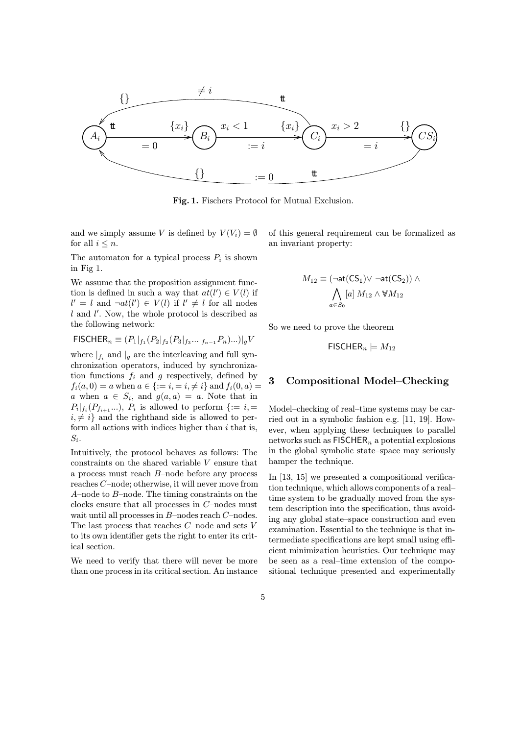Fig. 1. Fischers Protocol for Mutual Exclusion.

and we simply assume $V$ is defined by $V(V_i) = \emptyset$ for all $i \leq n$.

The automaton for a typical process $P_i$ is shown in Fig 1.

We assume that the proposition assignment function is defined in such a way that $at(l') \in V(l)$ if $l' = l$ and $\neg at(l') \in V(l)$ if $l' \neq l$ for all nodes $l$ and $l'$. Now, the whole protocol is described as the following network:

$$\mathsf{FISCHER}_n \equiv (P_1|_{f_1}(P_2|_{f_2}(P_3|_{f_3}...|_{f_{n-1}}P_n)...)|_g V$$

where $|_{f_i}$ and $|_g$ are the interleaving and full synchronization operators, induced by synchronization functions $f_i$ and $g$ respectively, defined by $f_i(a, 0) = a$ when $a \in \{:= i, = i, \neq i\}$ and $f_i(0, a) = a$ when $a \in S_i$, and $g(a, a) = a$. Note that in $P_i|_{f_i}(P_{f_{i+1}}...)$, $P_i$ is allowed to perform $\{:= i, = i, \neq i\}$ and the righthand side is allowed to perform all actions with indices higher than $i$ that is, $S_i$.

Intuitively, the protocol behaves as follows: The constraints on the shared variable $V$ ensure that a process must reach $B$–node before any process reaches $C$–node; otherwise, it will never move from $A$–node to $B$–node. The timing constraints on the clocks ensure that all processes in $C$–nodes must wait until all processes in $B$–nodes reach $C$–nodes. The last process that reaches $C$–node and sets $V$ to its own identifier gets the right to enter its critical section.

We need to verify that there will never be more than one process in its critical section. An instance of this general requirement can be formalized as an invariant property:

$$M_{12} \equiv (\neg \mathsf{at}(\mathsf{CS}_1) \vee \neg \mathsf{at}(\mathsf{CS}_2)) \wedge \bigwedge_{a \in S_0} [a]\, M_{12} \wedge \forall M_{12}$$

So we need to prove the theorem

$$\mathsf{FISCHER}_n \models M_{12}$$

## 3 Compositional Model–Checking

Model–checking of real–time systems may be carried out in a symbolic fashion e.g. [11, 19]. However, when applying these techniques to parallel networks such as $\mathsf{FISCHER}_n$ a potential explosions in the global symbolic state–space may seriously hamper the technique.

In [13, 15] we presented a compositional verification technique, which allows components of a real–time system to be gradually moved from the system description into the specification, thus avoiding any global state–space construction and even examination. Essential to the technique is that intermediate specifications are kept small using efficient minimization heuristics. Our technique may be seen as a real–time extension of the compositional technique presented and experimentally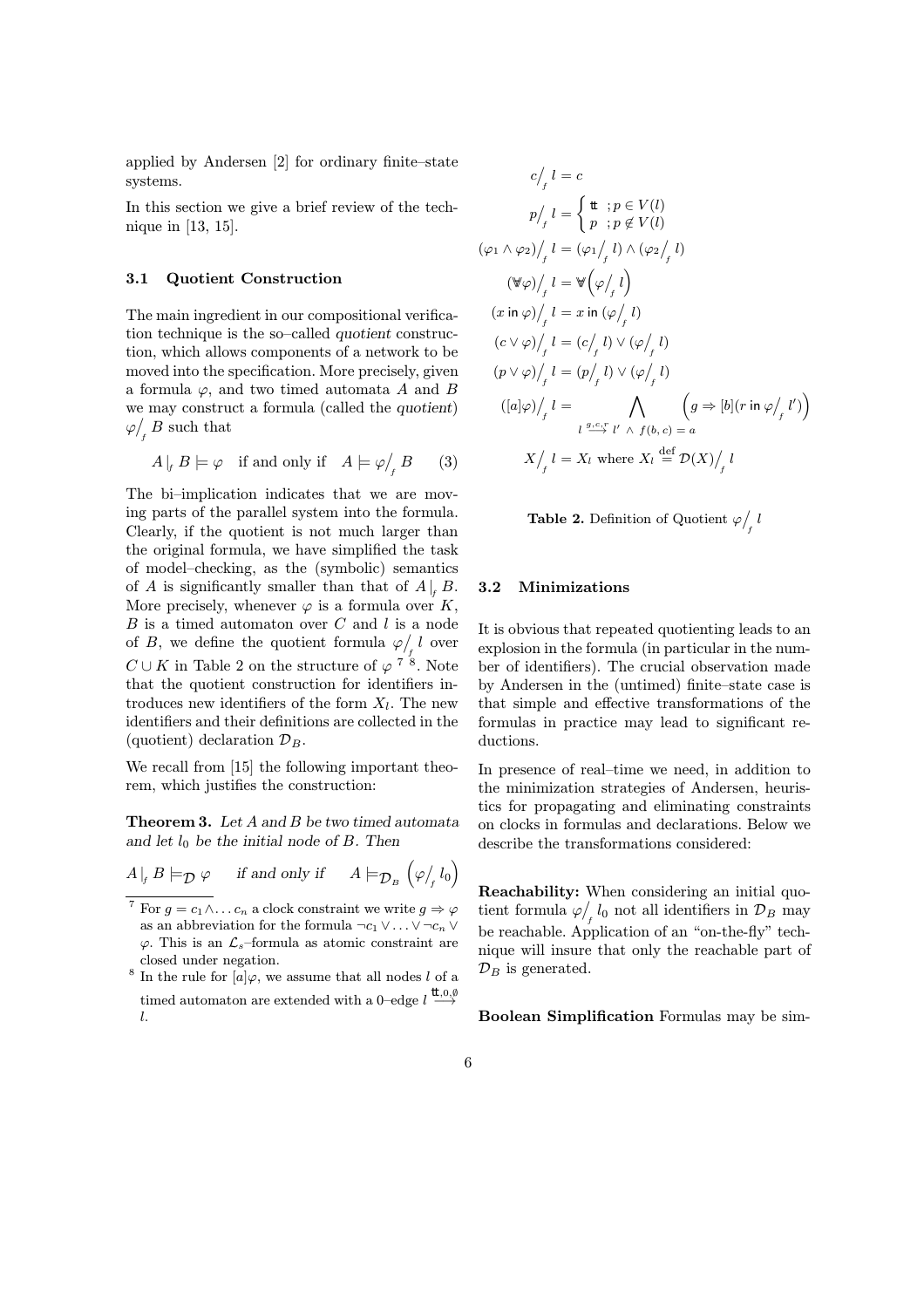applied by Andersen [2] for ordinary finite–state systems.

In this section we give a brief review of the technique in [13, 15].

### 3.1 Quotient Construction

The main ingredient in our compositional verification technique is the so–called *quotient* construction, which allows components of a network to be moved into the specification. More precisely, given a formula $\varphi$, and two timed automata $A$ and $B$ we may construct a formula (called the *quotient*) $\varphi\big/_{f} B$ such that

$$A \,|_f\, B \models \varphi \quad \text{if and only if} \quad A \models \varphi\big/_{f} B \qquad (3)$$

The bi–implication indicates that we are moving parts of the parallel system into the formula. Clearly, if the quotient is not much larger than the original formula, we have simplified the task of model–checking, as the (symbolic) semantics of $A$ is significantly smaller than that of $A\,|_f\, B$. More precisely, whenever $\varphi$ is a formula over $K$, $B$ is a timed automaton over $C$ and $l$ is a node of $B$, we define the quotient formula $\varphi\big/_{f} l$ over $C \cup K$ in Table 2 on the structure of $\varphi$ [7] [8]. Note that the quotient construction for identifiers introduces new identifiers of the form $X_l$. The new identifiers and their definitions are collected in the (quotient) declaration $\mathcal{D}_B$.

We recall from [15] the following important theorem, which justifies the construction:

**Theorem 3.** *Let $A$ and $B$ be two timed automata and let $l_0$ be the initial node of $B$. Then*

$$A \,|_f\, B \models_{\mathcal{D}} \varphi \quad \textit{if and only if} \quad A \models_{\mathcal{D}_B} \left(\varphi\big/_{f} l_0\right)$$

[7] For $g = c_1 \wedge \ldots c_n$ a clock constraint we write $g \Rightarrow \varphi$ as an abbreviation for the formula $\neg c_1 \vee \ldots \vee \neg c_n \vee \varphi$. This is an $\mathcal{L}_s$–formula as atomic constraint are closed under negation.

[8] In the rule for $[a]\varphi$, we assume that all nodes $l$ of a timed automaton are extended with a 0–edge $l \stackrel{\mathtt{tt},0,\emptyset}{\longrightarrow} l$.

$$
\begin{aligned}
c\big/_{f}\, l &= c \\
p\big/_{f}\, l &= \begin{cases} \mathtt{tt} & ; p \in V(l) \\ p & ; p \notin V(l) \end{cases} \\
(\varphi_1 \wedge \varphi_2)\big/_{f}\, l &= (\varphi_1\big/_{f}\, l) \wedge (\varphi_2\big/_{f}\, l) \\
(\forall\!\!\!\forall \varphi)\big/_{f}\, l &= \forall\!\!\!\forall\left(\varphi\big/_{f}\, l\right) \\
(x \;\mathsf{in}\; \varphi)\big/_{f}\, l &= x \;\mathsf{in}\; (\varphi\big/_{f}\, l) \\
(c \vee \varphi)\big/_{f}\, l &= (c\big/_{f}\, l) \vee (\varphi\big/_{f}\, l) \\
(p \vee \varphi)\big/_{f}\, l &= (p\big/_{f}\, l) \vee (\varphi\big/_{f}\, l) \\
([a]\varphi)\big/_{f}\, l &= \bigwedge_{l \stackrel{g,c,r}{\longrightarrow} l' \;\wedge\; f(b,c)=a} \left(g \Rightarrow [b](r \;\mathsf{in}\; \varphi\big/_{f}\, l')\right) \\
X\big/_{f}\, l &= X_l \text{ where } X_l \stackrel{\text{def}}{=} \mathcal{D}(X)\big/_{f}\, l
\end{aligned}
$$

**Table 2.** Definition of Quotient $\varphi\big/_{f}\, l$

### 3.2 Minimizations

It is obvious that repeated quotienting leads to an explosion in the formula (in particular in the number of identifiers). The crucial observation made by Andersen in the (untimed) finite–state case is that simple and effective transformations of the formulas in practice may lead to significant reductions.

In presence of real–time we need, in addition to the minimization strategies of Andersen, heuristics for propagating and eliminating constraints on clocks in formulas and declarations. Below we describe the transformations considered:

**Reachability:** When considering an initial quotient formula $\varphi\big/_{f}\, l_0$ not all identifiers in $\mathcal{D}_B$ may be reachable. Application of an "on-the-fly" technique will insure that only the reachable part of $\mathcal{D}_B$ is generated.

**Boolean Simplification** Formulas may be sim-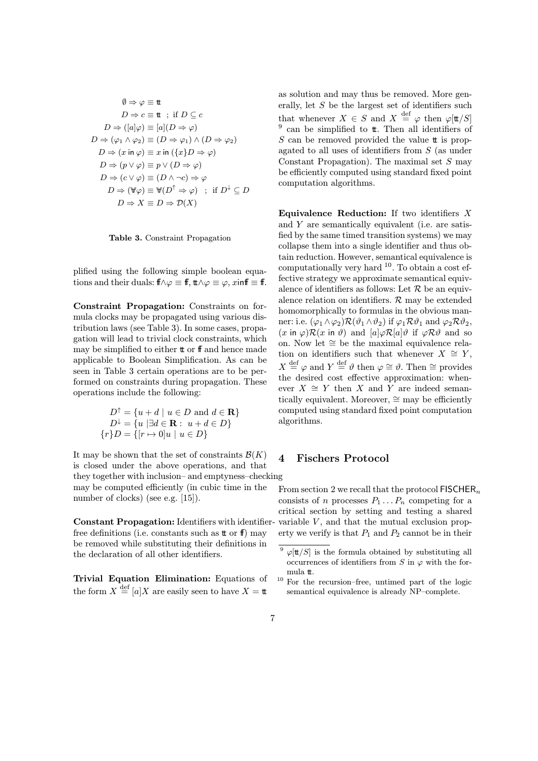$$
\begin{aligned}
\emptyset \Rightarrow \varphi &\equiv \mathtt{tt} \\
D \Rightarrow c &\equiv \mathtt{tt} \quad ; \text{ if } D \subseteq c \\
D \Rightarrow ([a]\varphi) &\equiv [a](D \Rightarrow \varphi) \\
D \Rightarrow (\varphi_1 \wedge \varphi_2) &\equiv (D \Rightarrow \varphi_1) \wedge (D \Rightarrow \varphi_2) \\
D \Rightarrow (x \mathsf{~in~} \varphi) &\equiv x \mathsf{~in~} (\{x\}D \Rightarrow \varphi) \\
D \Rightarrow (p \vee \varphi) &\equiv p \vee (D \Rightarrow \varphi) \\
D \Rightarrow (c \vee \varphi) &\equiv (D \wedge \neg c) \Rightarrow \varphi \\
D \Rightarrow (\forall\!\!\!\forall \varphi) &\equiv \forall\!\!\!\forall (D^{\uparrow} \Rightarrow \varphi) \quad ; \text{ if } D^{\downarrow} \subseteq D \\
D \Rightarrow X &\equiv D \Rightarrow \mathcal{D}(X)
\end{aligned}
$$

**Table 3.** Constraint Propagation

plified using the following simple boolean equations and their duals: $\mathtt{ff} \wedge \varphi \equiv \mathtt{ff}$, $\mathtt{tt} \wedge \varphi \equiv \varphi$, $x \mathsf{in} \mathtt{ff} \equiv \mathtt{ff}$.

**Constraint Propagation:** Constraints on formula clocks may be propagated using various distribution laws (see Table 3). In some cases, propagation will lead to trivial clock constraints, which may be simplified to either $\mathtt{tt}$ or $\mathtt{ff}$ and hence made applicable to Boolean Simplification. As can be seen in Table 3 certain operations are to be performed on constraints during propagation. These operations include the following:

$$
\begin{aligned}
D^{\uparrow} &= \{u + d \mid u \in D \text{ and } d \in \mathbf{R}\} \\
D^{\downarrow} &= \{u \mid \exists d \in \mathbf{R}: \; u + d \in D\} \\
\{r\}D &= \{[r \mapsto 0]u \mid u \in D\}
\end{aligned}
$$

It may be shown that the set of constraints $\mathcal{B}(K)$ is closed under the above operations, and that they together with inclusion– and emptyness–checking may be computed efficiently (in cubic time in the number of clocks) (see e.g. [15]).

**Constant Propagation:** Identifiers with identifier-free definitions (i.e. constants such as $\mathtt{tt}$ or $\mathtt{ff}$) may be removed while substituting their definitions in the declaration of all other identifiers.

**Trivial Equation Elimination:** Equations of the form $X \stackrel{\text{def}}{=} [a]X$ are easily seen to have $X = \mathtt{tt}$ as solution and may thus be removed. More generally, let $S$ be the largest set of identifiers such that whenever $X \in S$ and $X \stackrel{\text{def}}{=} \varphi$ then $\varphi[\mathtt{tt}/S]$ [9] can be simplified to $\mathtt{tt}$. Then all identifiers of $S$ can be removed provided the value $\mathtt{tt}$ is propagated to all uses of identifiers from $S$ (as under Constant Propagation). The maximal set $S$ may be efficiently computed using standard fixed point computation algorithms.

**Equivalence Reduction:** If two identifiers $X$ and $Y$ are semantically equivalent (i.e. are satisfied by the same timed transition systems) we may collapse them into a single identifier and thus obtain reduction. However, semantical equivalence is computationally very hard [10]. To obtain a cost effective strategy we approximate semantical equivalence of identifiers as follows: Let $\mathcal{R}$ be an equivalence relation on identifiers. $\mathcal{R}$ may be extended homomorphically to formulas in the obvious manner: i.e. $(\varphi_1 \wedge \varphi_2)\mathcal{R}(\vartheta_1 \wedge \vartheta_2)$ if $\varphi_1 \mathcal{R} \vartheta_1$ and $\varphi_2 \mathcal{R} \vartheta_2$, $(x \mathsf{~in~} \varphi)\mathcal{R}(x \mathsf{~in~} \vartheta)$ and $[a]\varphi \mathcal{R} [a]\vartheta$ if $\varphi \mathcal{R} \vartheta$ and so on. Now let $\cong$ be the maximal equivalence relation on identifiers such that whenever $X \cong Y$, $X \stackrel{\text{def}}{=} \varphi$ and $Y \stackrel{\text{def}}{=} \vartheta$ then $\varphi \cong \vartheta$. Then $\cong$ provides the desired cost effective approximation: whenever $X \cong Y$ then $X$ and $Y$ are indeed semantically equivalent. Moreover, $\cong$ may be efficiently computed using standard fixed point computation algorithms.

## 4 Fischers Protocol

From section 2 we recall that the protocol $\mathsf{FISCHER}_n$ consists of $n$ processes $P_1 \ldots P_n$ competing for a critical section by setting and testing a shared variable $V$, and that the mutual exclusion property we verify is that $P_1$ and $P_2$ cannot be in their

[9] $\varphi[\mathtt{tt}/S]$ is the formula obtained by substituting all occurrences of identifiers from $S$ in $\varphi$ with the formula $\mathtt{tt}$.

[10] For the recursion–free, untimed part of the logic semantical equivalence is already NP–complete.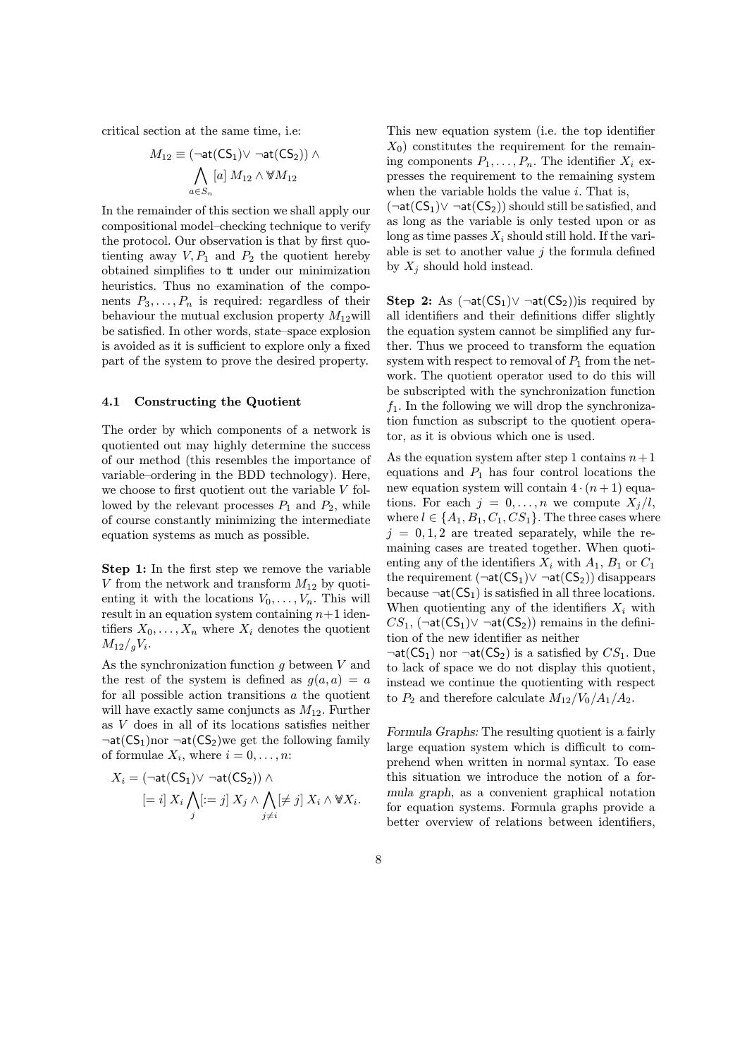critical section at the same time, i.e:

$$M_{12} \equiv (\neg \mathsf{at}(\mathsf{CS}_1) \vee \neg \mathsf{at}(\mathsf{CS}_2)) \wedge \bigwedge_{a \in S_n} [a]\, M_{12} \wedge \forall\!\!\forall M_{12}$$

In the remainder of this section we shall apply our compositional model–checking technique to verify the protocol. Our observation is that by first quotienting away $V, P_1$ and $P_2$ the quotient hereby obtained simplifies to $\mathtt{tt}$ under our minimization heuristics. Thus no examination of the components $P_3, \ldots, P_n$ is required: regardless of their behaviour the mutual exclusion property $M_{12}$will be satisfied. In other words, state–space explosion is avoided as it is sufficient to explore only a fixed part of the system to prove the desired property.

### 4.1 Constructing the Quotient

The order by which components of a network is quotiented out may highly determine the success of our method (this resembles the importance of variable–ordering in the BDD technology). Here, we choose to first quotient out the variable $V$ followed by the relevant processes $P_1$ and $P_2$, while of course constantly minimizing the intermediate equation systems as much as possible.

**Step 1:** In the first step we remove the variable $V$ from the network and transform $M_{12}$ by quotienting it with the locations $V_0, \ldots, V_n$. This will result in an equation system containing $n+1$ identifiers $X_0, \ldots, X_n$ where $X_i$ denotes the quotient $M_{12}/_g V_i$.

As the synchronization function $g$ between $V$ and the rest of the system is defined as $g(a, a) = a$ for all possible action transitions $a$ the quotient will have exactly same conjuncts as $M_{12}$. Further as $V$ does in all of its locations satisfies neither $\neg \mathsf{at}(\mathsf{CS}_1)$nor $\neg \mathsf{at}(\mathsf{CS}_2)$we get the following family of formulae $X_i$, where $i = 0, \ldots, n$:

$$X_i = (\neg \mathsf{at}(\mathsf{CS}_1) \vee \neg \mathsf{at}(\mathsf{CS}_2)) \wedge [= i]\, X_i \bigwedge_j [:= j]\, X_j \wedge \bigwedge_{j \neq i} [\neq j]\, X_i \wedge \forall\!\!\forall X_i.$$

This new equation system (i.e. the top identifier $X_0$) constitutes the requirement for the remaining components $P_1, \ldots, P_n$. The identifier $X_i$ expresses the requirement to the remaining system when the variable holds the value $i$. That is, $(\neg \mathsf{at}(\mathsf{CS}_1) \vee \neg \mathsf{at}(\mathsf{CS}_2))$ should still be satisfied, and as long as the variable is only tested upon or as long as time passes $X_i$ should still hold. If the variable is set to another value $j$ the formula defined by $X_j$ should hold instead.

**Step 2:** As $(\neg \mathsf{at}(\mathsf{CS}_1) \vee \neg \mathsf{at}(\mathsf{CS}_2))$is required by all identifiers and their definitions differ slightly the equation system cannot be simplified any further. Thus we proceed to transform the equation system with respect to removal of $P_1$ from the network. The quotient operator used to do this will be subscripted with the synchronization function $f_1$. In the following we will drop the synchronization function as subscript to the quotient operator, as it is obvious which one is used.

As the equation system after step 1 contains $n+1$ equations and $P_1$ has four control locations the new equation system will contain $4 \cdot (n+1)$ equations. For each $j = 0, \ldots, n$ we compute $X_j/l$, where $l \in \{A_1, B_1, C_1, CS_1\}$. The three cases where $j = 0, 1, 2$ are treated separately, while the remaining cases are treated together. When quotienting any of the identifiers $X_i$ with $A_1$, $B_1$ or $C_1$ the requirement $(\neg \mathsf{at}(\mathsf{CS}_1) \vee \neg \mathsf{at}(\mathsf{CS}_2))$ disappears because $\neg \mathsf{at}(\mathsf{CS}_1)$ is satisfied in all three locations. When quotienting any of the identifiers $X_i$ with $CS_1$, $(\neg \mathsf{at}(\mathsf{CS}_1) \vee \neg \mathsf{at}(\mathsf{CS}_2))$ remains in the definition of the new identifier as neither $\neg \mathsf{at}(\mathsf{CS}_1)$ nor $\neg \mathsf{at}(\mathsf{CS}_2)$ is a satisfied by $CS_1$. Due to lack of space we do not display this quotient, instead we continue the quotienting with respect to $P_2$ and therefore calculate $M_{12}/V_0/A_1/A_2$.

*Formula Graphs:* The resulting quotient is a fairly large equation system which is difficult to comprehend when written in normal syntax. To ease this situation we introduce the notion of a *formula graph*, as a convenient graphical notation for equation systems. Formula graphs provide a better overview of relations between identifiers,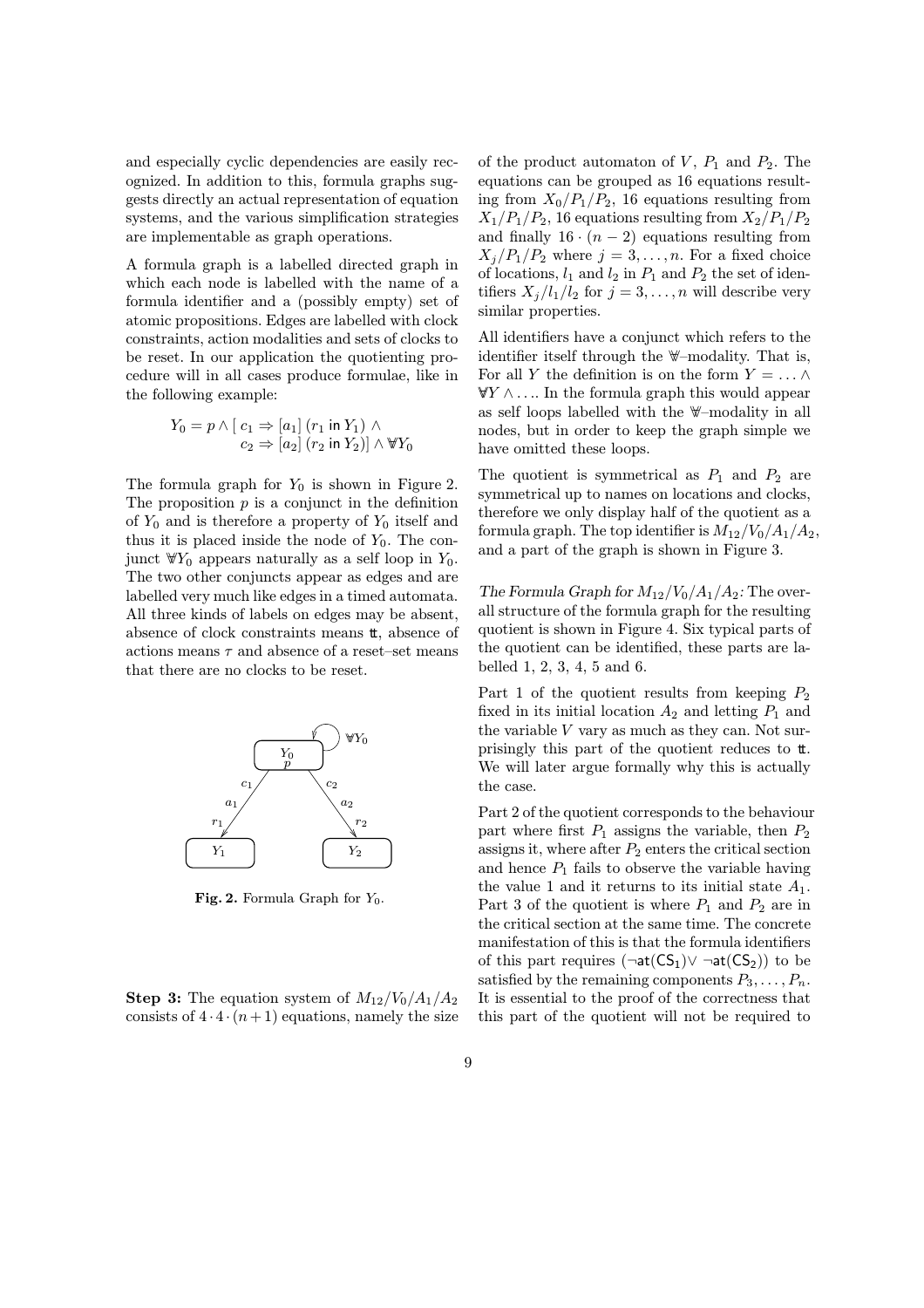and especially cyclic dependencies are easily recognized. In addition to this, formula graphs suggests directly an actual representation of equation systems, and the various simplification strategies are implementable as graph operations.

A formula graph is a labelled directed graph in which each node is labelled with the name of a formula identifier and a (possibly empty) set of atomic propositions. Edges are labelled with clock constraints, action modalities and sets of clocks to be reset. In our application the quotienting procedure will in all cases produce formulae, like in the following example:

$$Y_0 = p \wedge [\, c_1 \Rightarrow [a_1]\,(r_1 \text{ in } Y_1) \wedge$$
$$c_2 \Rightarrow [a_2]\,(r_2 \text{ in } Y_2)] \wedge \forall Y_0$$

The formula graph for $Y_0$ is shown in Figure 2. The proposition $p$ is a conjunct in the definition of $Y_0$ and is therefore a property of $Y_0$ itself and thus it is placed inside the node of $Y_0$. The conjunct $\forall Y_0$ appears naturally as a self loop in $Y_0$. The two other conjuncts appear as edges and are labelled very much like edges in a timed automata. All three kinds of labels on edges may be absent, absence of clock constraints means $\mathtt{tt}$, absence of actions means $\tau$ and absence of a reset–set means that there are no clocks to be reset.

**Fig. 2.** Formula Graph for $Y_0$.

**Step 3:** The equation system of $M_{12}/V_0/A_1/A_2$ consists of $4 \cdot 4 \cdot (n+1)$ equations, namely the size of the product automaton of $V$, $P_1$ and $P_2$. The equations can be grouped as 16 equations resulting from $X_0/P_1/P_2$, 16 equations resulting from $X_1/P_1/P_2$, 16 equations resulting from $X_2/P_1/P_2$ and finally $16 \cdot (n-2)$ equations resulting from $X_j/P_1/P_2$ where $j = 3, \ldots, n$. For a fixed choice of locations, $l_1$ and $l_2$ in $P_1$ and $P_2$ the set of identifiers $X_j/l_1/l_2$ for $j = 3, \ldots, n$ will describe very similar properties.

All identifiers have a conjunct which refers to the identifier itself through the $\forall$–modality. That is, For all $Y$ the definition is on the form $Y = \ldots \wedge \forall Y \wedge \ldots$. In the formula graph this would appear as self loops labelled with the $\forall$–modality in all nodes, but in order to keep the graph simple we have omitted these loops.

The quotient is symmetrical as $P_1$ and $P_2$ are symmetrical up to names on locations and clocks, therefore we only display half of the quotient as a formula graph. The top identifier is $M_{12}/V_0/A_1/A_2$, and a part of the graph is shown in Figure 3.

*The Formula Graph for $M_{12}/V_0/A_1/A_2$:* The overall structure of the formula graph for the resulting quotient is shown in Figure 4. Six typical parts of the quotient can be identified, these parts are labelled 1, 2, 3, 4, 5 and 6.

Part 1 of the quotient results from keeping $P_2$ fixed in its initial location $A_2$ and letting $P_1$ and the variable $V$ vary as much as they can. Not surprisingly this part of the quotient reduces to $\mathtt{tt}$. We will later argue formally why this is actually the case.

Part 2 of the quotient corresponds to the behaviour part where first $P_1$ assigns the variable, then $P_2$ assigns it, where after $P_2$ enters the critical section and hence $P_1$ fails to observe the variable having the value 1 and it returns to its initial state $A_1$. Part 3 of the quotient is where $P_1$ and $P_2$ are in the critical section at the same time. The concrete manifestation of this is that the formula identifiers of this part requires $(\neg\mathsf{at}(\mathsf{CS}_1) \vee \neg\mathsf{at}(\mathsf{CS}_2))$ to be satisfied by the remaining components $P_3, \ldots, P_n$. It is essential to the proof of the correctness that this part of the quotient will not be required to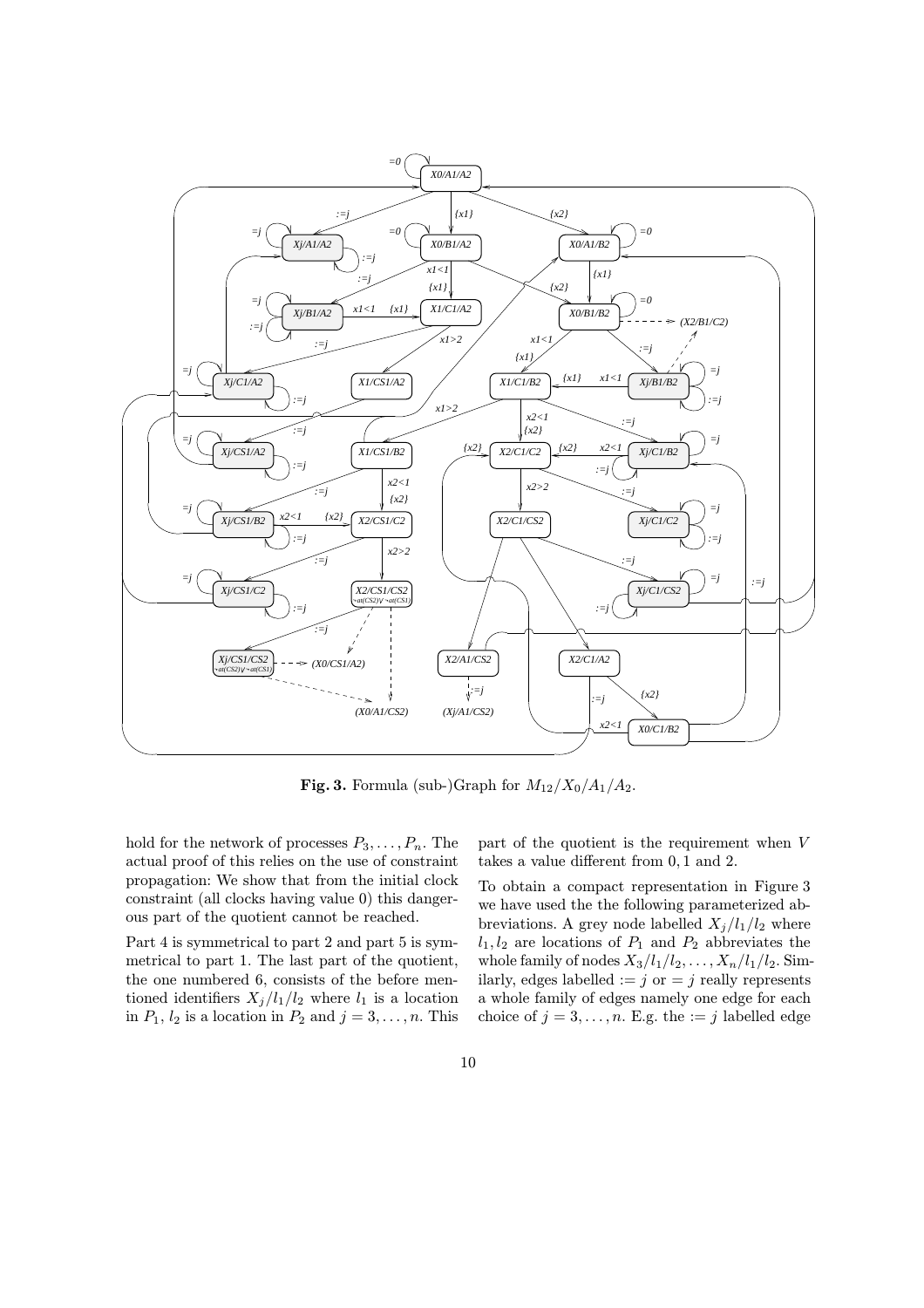**Fig. 3.** Formula (sub-)Graph for $M_{12}/X_0/A_1/A_2$.

hold for the network of processes $P_3, \ldots, P_n$. The actual proof of this relies on the use of constraint propagation: We show that from the initial clock constraint (all clocks having value 0) this dangerous part of the quotient cannot be reached.

Part 4 is symmetrical to part 2 and part 5 is symmetrical to part 1. The last part of the quotient, the one numbered 6, consists of the before mentioned identifiers $X_j/l_1/l_2$ where $l_1$ is a location in $P_1$, $l_2$ is a location in $P_2$ and $j = 3, \ldots, n$. This part of the quotient is the requirement when $V$ takes a value different from $0, 1$ and $2$.

To obtain a compact representation in Figure 3 we have used the the following parameterized abbreviations. A grey node labelled $X_j/l_1/l_2$ where $l_1, l_2$ are locations of $P_1$ and $P_2$ abbreviates the whole family of nodes $X_3/l_1/l_2, \ldots, X_n/l_1/l_2$. Similarly, edges labelled $:= j$ or $= j$ really represents a whole family of edges namely one edge for each choice of $j = 3, \ldots, n$. E.g. the $:= j$ labelled edge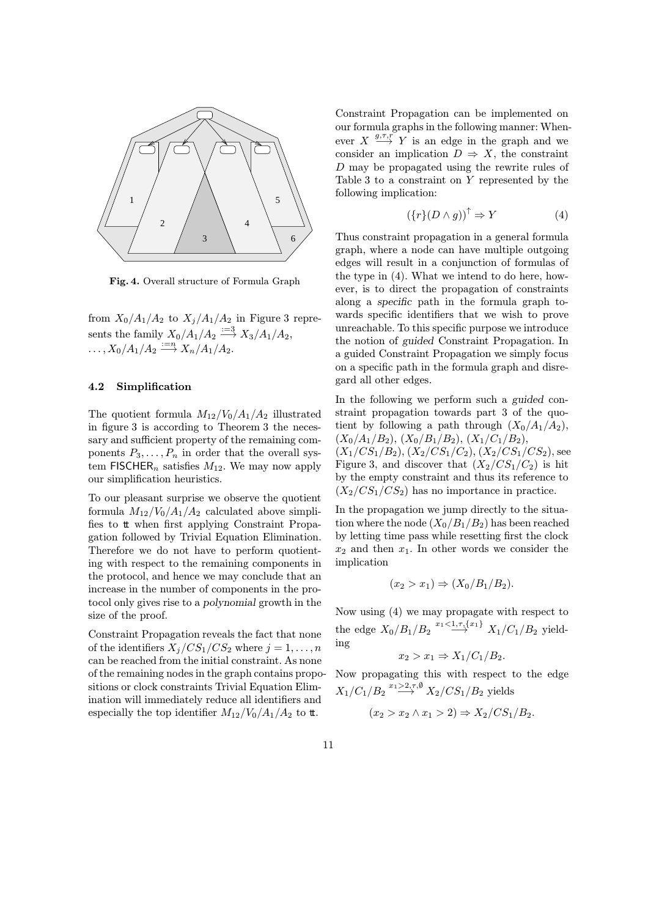**Fig. 4.** Overall structure of Formula Graph

from $X_0/A_1/A_2$ to $X_j/A_1/A_2$ in Figure 3 represents the family $X_0/A_1/A_2 \overset{:=3}{\longrightarrow} X_3/A_1/A_2$, $\ldots, X_0/A_1/A_2 \overset{:=n}{\longrightarrow} X_n/A_1/A_2$.

### 4.2 Simplification

The quotient formula $M_{12}/V_0/A_1/A_2$ illustrated in figure 3 is according to Theorem 3 the necessary and sufficient property of the remaining components $P_3, \ldots, P_n$ in order that the overall system $\mathsf{FISCHER}_n$ satisfies $M_{12}$. We may now apply our simplification heuristics.

To our pleasant surprise we observe the quotient formula $M_{12}/V_0/A_1/A_2$ calculated above simplifies to $\mathtt{tt}$ when first applying Constraint Propagation followed by Trivial Equation Elimination. Therefore we do not have to perform quotienting with respect to the remaining components in the protocol, and hence we may conclude that an increase in the number of components in the protocol only gives rise to a *polynomial* growth in the size of the proof.

Constraint Propagation reveals the fact that none of the identifiers $X_j/CS_1/CS_2$ where $j = 1, \ldots, n$ can be reached from the initial constraint. As none of the remaining nodes in the graph contains propositions or clock constraints Trivial Equation Elimination will immediately reduce all identifiers and especially the top identifier $M_{12}/V_0/A_1/A_2$ to $\mathtt{tt}$.

Constraint Propagation can be implemented on our formula graphs in the following manner: Whenever $X \overset{g,\tau,r}{\longrightarrow} Y$ is an edge in the graph and we consider an implication $D \Rightarrow X$, the constraint $D$ may be propagated using the rewrite rules of Table 3 to a constraint on $Y$ represented by the following implication:

$$(\{r\}(D \wedge g))^{\uparrow} \Rightarrow Y \tag{4}$$

Thus constraint propagation in a general formula graph, where a node can have multiple outgoing edges will result in a conjunction of formulas of the type in (4). What we intend to do here, however, is to direct the propagation of constraints along a *specific* path in the formula graph towards specific identifiers that we wish to prove unreachable. To this specific purpose we introduce the notion of *guided* Constraint Propagation. In a guided Constraint Propagation we simply focus on a specific path in the formula graph and disregard all other edges.

In the following we perform such a *guided* constraint propagation towards part 3 of the quotient by following a path through $(X_0/A_1/A_2)$, $(X_0/A_1/B_2)$, $(X_0/B_1/B_2)$, $(X_1/C_1/B_2)$, $(X_1/CS_1/B_2)$, $(X_2/CS_1/C_2)$, $(X_2/CS_1/CS_2)$, see Figure 3, and discover that $(X_2/CS_1/C_2)$ is hit by the empty constraint and thus its reference to $(X_2/CS_1/CS_2)$ has no importance in practice.

In the propagation we jump directly to the situation where the node $(X_0/B_1/B_2)$ has been reached by letting time pass while resetting first the clock $x_2$ and then $x_1$. In other words we consider the implication

$$(x_2 > x_1) \Rightarrow (X_0/B_1/B_2).$$

Now using (4) we may propagate with respect to the edge $X_0/B_1/B_2 \overset{x_1<1,\tau,\{x_1\}}{\longrightarrow} X_1/C_1/B_2$ yielding

$$x_2 > x_1 \Rightarrow X_1/C_1/B_2.$$

Now propagating this with respect to the edge $X_1/C_1/B_2 \overset{x_1>2,\tau,\emptyset}{\longrightarrow} X_2/CS_1/B_2$ yields

$$(x_2 > x_2 \wedge x_1 > 2) \Rightarrow X_2/CS_1/B_2.$$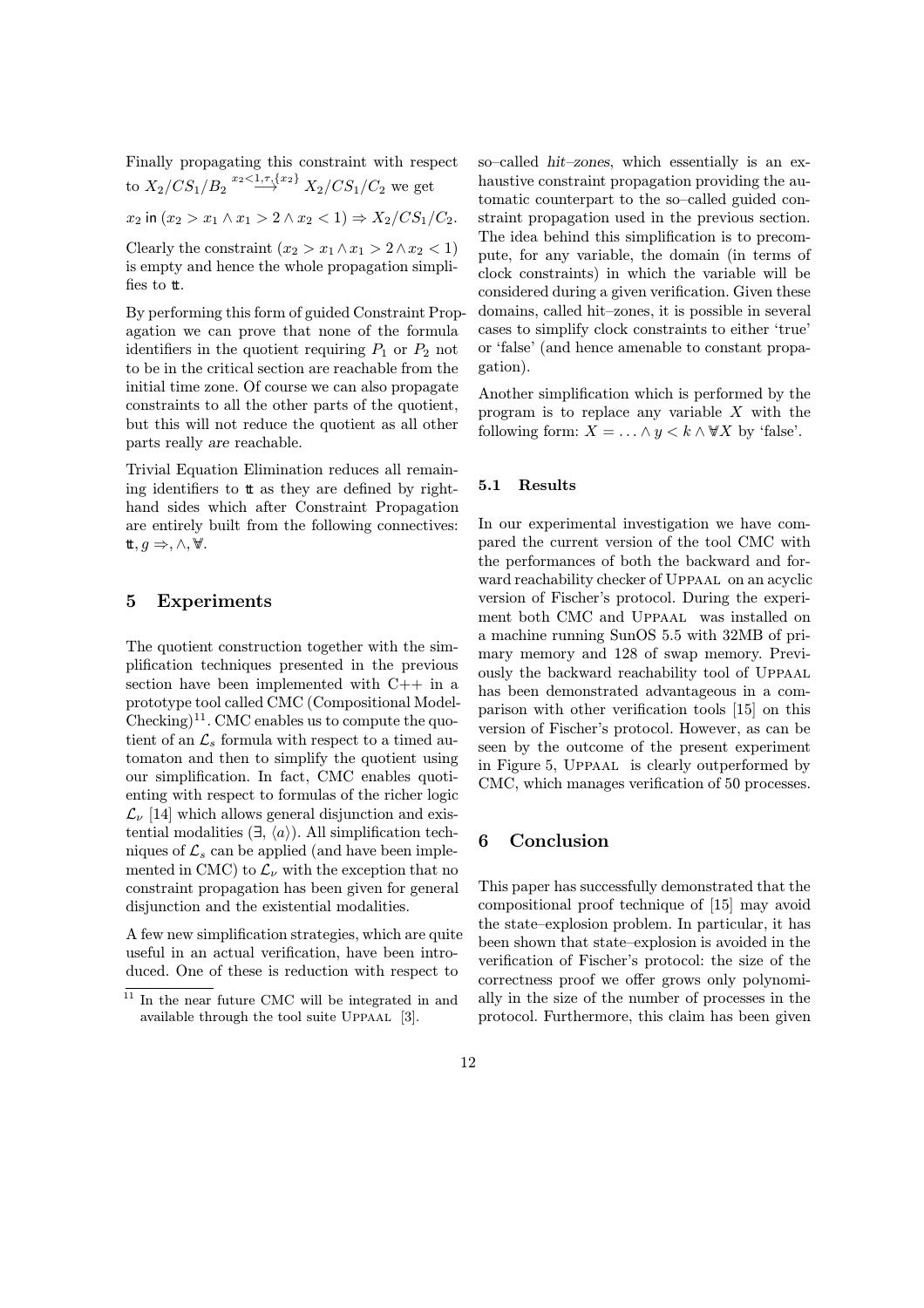Finally propagating this constraint with respect to $X_2/CS_1/B_2 \stackrel{x_2<1,\tau,\{x_2\}}{\longrightarrow} X_2/CS_1/C_2$ we get

$x_2$ in $(x_2 > x_1 \wedge x_1 > 2 \wedge x_2 < 1) \Rightarrow X_2/CS_1/C_2$.

Clearly the constraint $(x_2 > x_1 \wedge x_1 > 2 \wedge x_2 < 1)$ is empty and hence the whole propagation simplifies to $\mathtt{tt}$.

By performing this form of guided Constraint Propagation we can prove that none of the formula identifiers in the quotient requiring $P_1$ or $P_2$ not to be in the critical section are reachable from the initial time zone. Of course we can also propagate constraints to all the other parts of the quotient, but this will not reduce the quotient as all other parts really *are* reachable.

Trivial Equation Elimination reduces all remaining identifiers to $\mathtt{tt}$ as they are defined by right-hand sides which after Constraint Propagation are entirely built from the following connectives: $\mathtt{tt}, g \Rightarrow, \wedge, \forall$.

## 5 Experiments

The quotient construction together with the simplification techniques presented in the previous section have been implemented with C++ in a prototype tool called CMC (Compositional Model-Checking)[11]. CMC enables us to compute the quotient of an $\mathcal{L}_s$ formula with respect to a timed automaton and then to simplify the quotient using our simplification. In fact, CMC enables quotienting with respect to formulas of the richer logic $\mathcal{L}_\nu$ [14] which allows general disjunction and existential modalities ($\exists$, $\langle a \rangle$). All simplification techniques of $\mathcal{L}_s$ can be applied (and have been implemented in CMC) to $\mathcal{L}_\nu$ with the exception that no constraint propagation has been given for general disjunction and the existential modalities.

A few new simplification strategies, which are quite useful in an actual verification, have been introduced. One of these is reduction with respect to so–called *hit–zones*, which essentially is an exhaustive constraint propagation providing the automatic counterpart to the so–called guided constraint propagation used in the previous section. The idea behind this simplification is to precompute, for any variable, the domain (in terms of clock constraints) in which the variable will be considered during a given verification. Given these domains, called hit–zones, it is possible in several cases to simplify clock constraints to either 'true' or 'false' (and hence amenable to constant propagation).

Another simplification which is performed by the program is to replace any variable $X$ with the following form: $X = \ldots \wedge y < k \wedge \forall X$ by 'false'.

### 5.1 Results

In our experimental investigation we have compared the current version of the tool CMC with the performances of both the backward and forward reachability checker of UPPAAL on an acyclic version of Fischer's protocol. During the experiment both CMC and UPPAAL was installed on a machine running SunOS 5.5 with 32MB of primary memory and 128 of swap memory. Previously the backward reachability tool of UPPAAL has been demonstrated advantageous in a comparison with other verification tools [15] on this version of Fischer's protocol. However, as can be seen by the outcome of the present experiment in Figure 5, UPPAAL is clearly outperformed by CMC, which manages verification of 50 processes.

## 6 Conclusion

This paper has successfully demonstrated that the compositional proof technique of [15] may avoid the state–explosion problem. In particular, it has been shown that state–explosion is avoided in the verification of Fischer's protocol: the size of the correctness proof we offer grows only polynomially in the size of the number of processes in the protocol. Furthermore, this claim has been given

[11] In the near future CMC will be integrated in and available through the tool suite UPPAAL [3].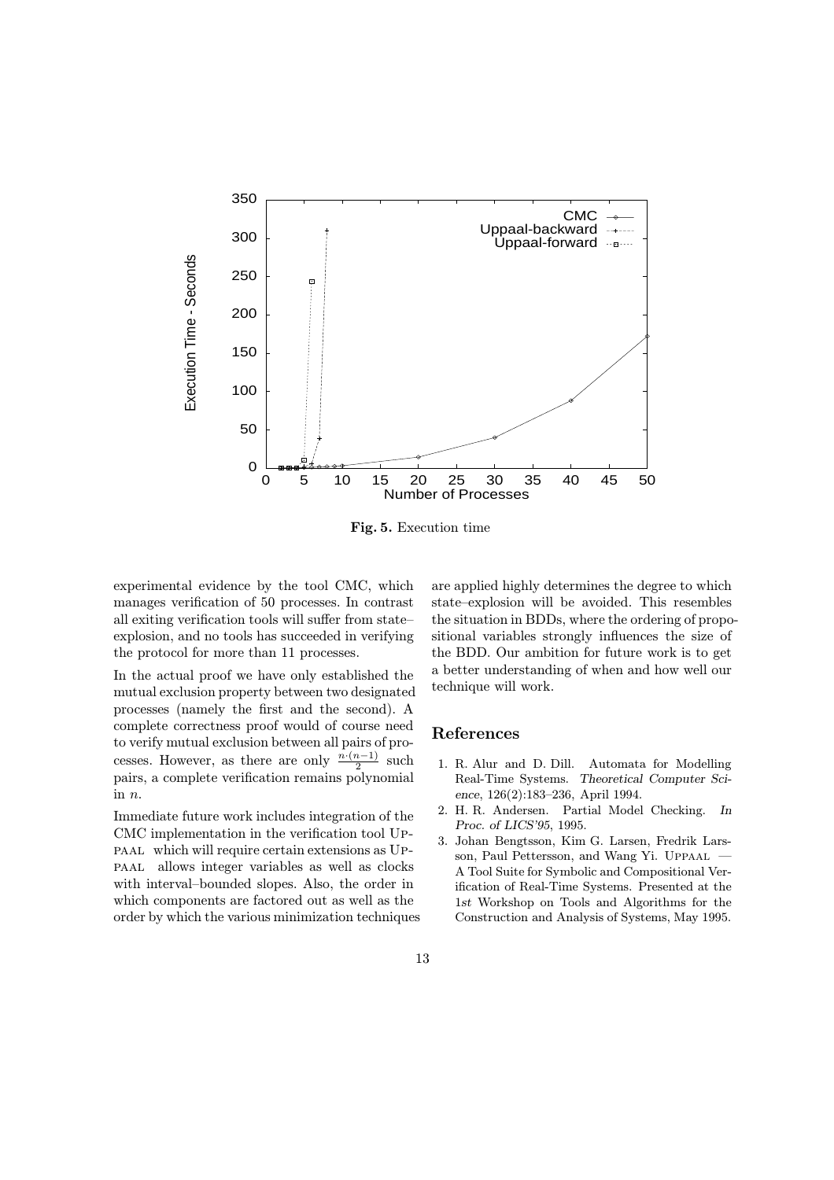Fig. 5. Execution time

experimental evidence by the tool CMC, which manages verification of 50 processes. In contrast all exiting verification tools will suffer from state–explosion, and no tools has succeeded in verifying the protocol for more than 11 processes.

In the actual proof we have only established the mutual exclusion property between two designated processes (namely the first and the second). A complete correctness proof would of course need to verify mutual exclusion between all pairs of processes. However, as there are only $\frac{n \cdot (n-1)}{2}$ such pairs, a complete verification remains polynomial in $n$.

Immediate future work includes integration of the CMC implementation in the verification tool Uppaal which will require certain extensions as Uppaal allows integer variables as well as clocks with interval–bounded slopes. Also, the order in which components are factored out as well as the order by which the various minimization techniques are applied highly determines the degree to which state–explosion will be avoided. This resembles the situation in BDDs, where the ordering of propositional variables strongly influences the size of the BDD. Our ambition for future work is to get a better understanding of when and how well our technique will work.

## References

1. R. Alur and D. Dill. Automata for Modelling Real-Time Systems. *Theoretical Computer Science*, 126(2):183–236, April 1994.
2. H. R. Andersen. Partial Model Checking. *In Proc. of LICS'95*, 1995.
3. Johan Bengtsson, Kim G. Larsen, Fredrik Larsson, Paul Pettersson, and Wang Yi. Uppaal — A Tool Suite for Symbolic and Compositional Verification of Real-Time Systems. Presented at the 1*st* Workshop on Tools and Algorithms for the Construction and Analysis of Systems, May 1995.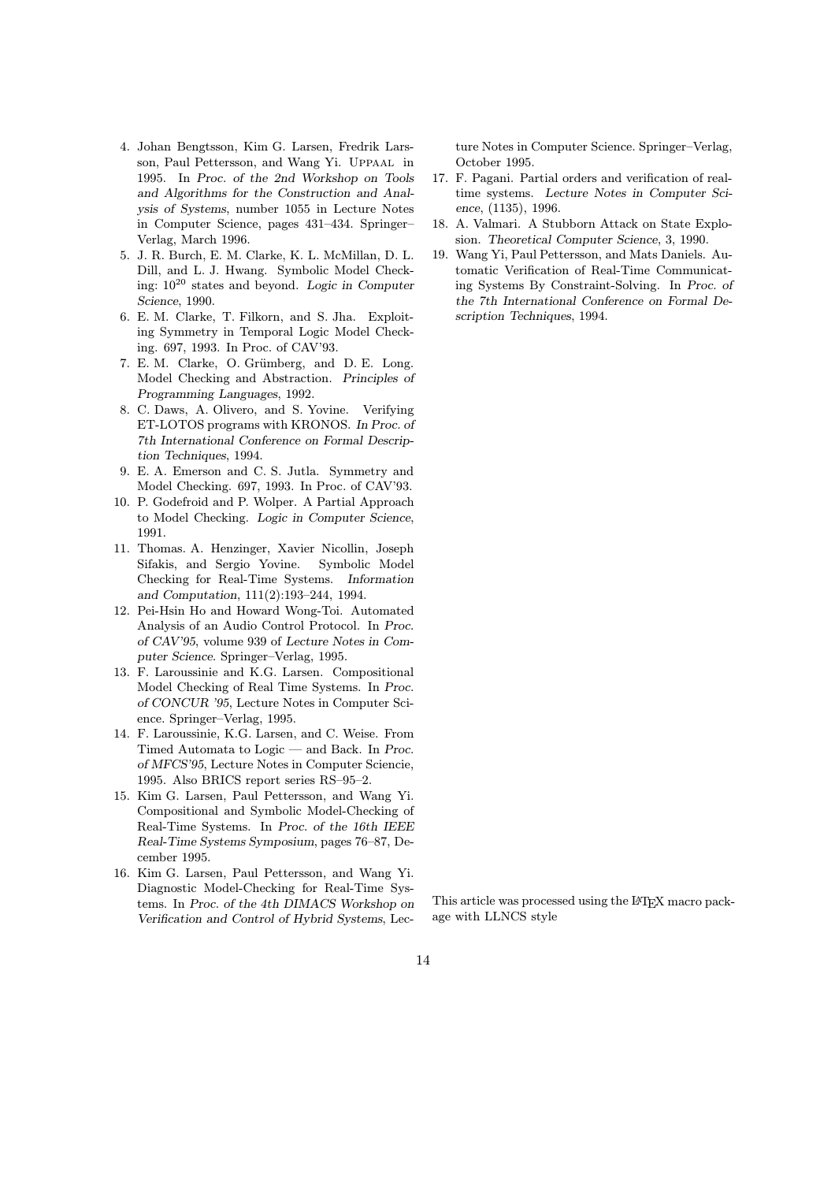4. Johan Bengtsson, Kim G. Larsen, Fredrik Larsson, Paul Pettersson, and Wang Yi. UPPAAL in 1995. In *Proc. of the 2nd Workshop on Tools and Algorithms for the Construction and Analysis of Systems*, number 1055 in Lecture Notes in Computer Science, pages 431–434. Springer–Verlag, March 1996.
5. J. R. Burch, E. M. Clarke, K. L. McMillan, D. L. Dill, and L. J. Hwang. Symbolic Model Checking: $10^{20}$ states and beyond. *Logic in Computer Science*, 1990.
6. E. M. Clarke, T. Filkorn, and S. Jha. Exploiting Symmetry in Temporal Logic Model Checking. 697, 1993. In Proc. of CAV'93.
7. E. M. Clarke, O. Grümberg, and D. E. Long. Model Checking and Abstraction. *Principles of Programming Languages*, 1992.
8. C. Daws, A. Olivero, and S. Yovine. Verifying ET-LOTOS programs with KRONOS. *In Proc. of 7th International Conference on Formal Description Techniques*, 1994.
9. E. A. Emerson and C. S. Jutla. Symmetry and Model Checking. 697, 1993. In Proc. of CAV'93.
10. P. Godefroid and P. Wolper. A Partial Approach to Model Checking. *Logic in Computer Science*, 1991.
11. Thomas. A. Henzinger, Xavier Nicollin, Joseph Sifakis, and Sergio Yovine. Symbolic Model Checking for Real-Time Systems. *Information and Computation*, 111(2):193–244, 1994.
12. Pei-Hsin Ho and Howard Wong-Toi. Automated Analysis of an Audio Control Protocol. In *Proc. of CAV'95*, volume 939 of *Lecture Notes in Computer Science*. Springer–Verlag, 1995.
13. F. Laroussinie and K.G. Larsen. Compositional Model Checking of Real Time Systems. In *Proc. of CONCUR '95*, Lecture Notes in Computer Science. Springer–Verlag, 1995.
14. F. Laroussinie, K.G. Larsen, and C. Weise. From Timed Automata to Logic — and Back. In *Proc. of MFCS'95*, Lecture Notes in Computer Sciencie, 1995. Also BRICS report series RS–95–2.
15. Kim G. Larsen, Paul Pettersson, and Wang Yi. Compositional and Symbolic Model-Checking of Real-Time Systems. In *Proc. of the 16th IEEE Real-Time Systems Symposium*, pages 76–87, December 1995.
16. Kim G. Larsen, Paul Pettersson, and Wang Yi. Diagnostic Model-Checking for Real-Time Systems. In *Proc. of the 4th DIMACS Workshop on Verification and Control of Hybrid Systems*, Lecture Notes in Computer Science. Springer–Verlag, October 1995.
17. F. Pagani. Partial orders and verification of real-time systems. *Lecture Notes in Computer Science*, (1135), 1996.
18. A. Valmari. A Stubborn Attack on State Explosion. *Theoretical Computer Science*, 3, 1990.
19. Wang Yi, Paul Pettersson, and Mats Daniels. Automatic Verification of Real-Time Communicating Systems By Constraint-Solving. In *Proc. of the 7th International Conference on Formal Description Techniques*, 1994.

This article was processed using the LaTeX macro package with LLNCS style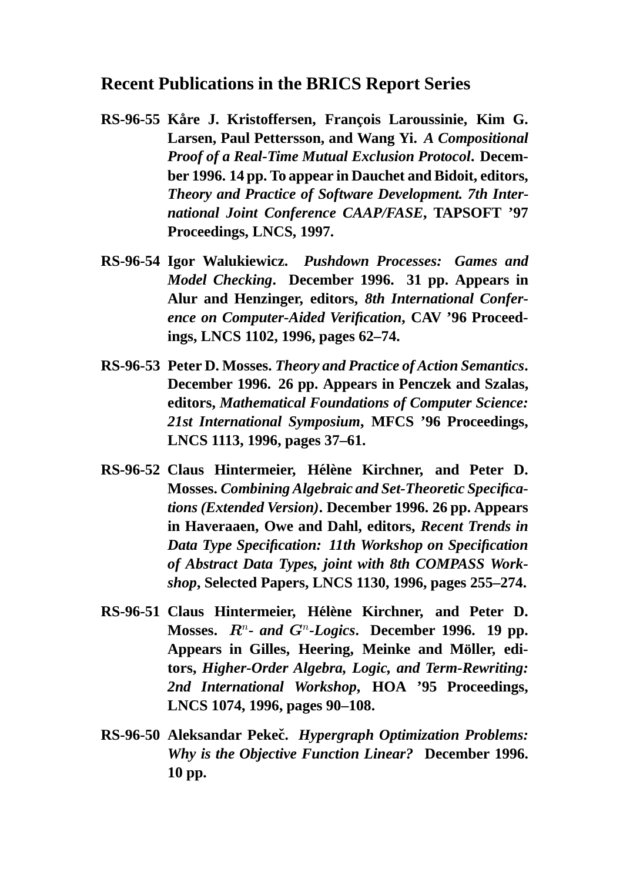## Recent Publications in the BRICS Report Series

**RS-96-55 Kåre J. Kristoffersen, François Laroussinie, Kim G. Larsen, Paul Pettersson, and Wang Yi.** ***A Compositional Proof of a Real-Time Mutual Exclusion Protocol*****. December 1996. 14 pp. To appear in Dauchet and Bidoit, editors,** ***Theory and Practice of Software Development. 7th International Joint Conference CAAP/FASE*****, TAPSOFT '97 Proceedings, LNCS, 1997.**

**RS-96-54 Igor Walukiewicz.** ***Pushdown Processes: Games and Model Checking*****. December 1996. 31 pp. Appears in Alur and Henzinger, editors,** ***8th International Conference on Computer-Aided Verification*****, CAV '96 Proceedings, LNCS 1102, 1996, pages 62–74.**

**RS-96-53 Peter D. Mosses.** ***Theory and Practice of Action Semantics*****. December 1996. 26 pp. Appears in Penczek and Szalas, editors,** ***Mathematical Foundations of Computer Science: 21st International Symposium*****, MFCS '96 Proceedings, LNCS 1113, 1996, pages 37–61.**

**RS-96-52 Claus Hintermeier, Hélène Kirchner, and Peter D. Mosses.** ***Combining Algebraic and Set-Theoretic Specifications (Extended Version)*****. December 1996. 26 pp. Appears in Haveraaen, Owe and Dahl, editors,** ***Recent Trends in Data Type Specification: 11th Workshop on Specification of Abstract Data Types, joint with 8th COMPASS Workshop*****, Selected Papers, LNCS 1130, 1996, pages 255–274.**

**RS-96-51 Claus Hintermeier, Hélène Kirchner, and Peter D. Mosses.** ***$R^n$- and $G^n$-Logics*****. December 1996. 19 pp. Appears in Gilles, Heering, Meinke and Möller, editors,** ***Higher-Order Algebra, Logic, and Term-Rewriting: 2nd International Workshop*****, HOA '95 Proceedings, LNCS 1074, 1996, pages 90–108.**

**RS-96-50 Aleksandar Pekeč.** ***Hypergraph Optimization Problems: Why is the Objective Function Linear?*** **December 1996. 10 pp.**